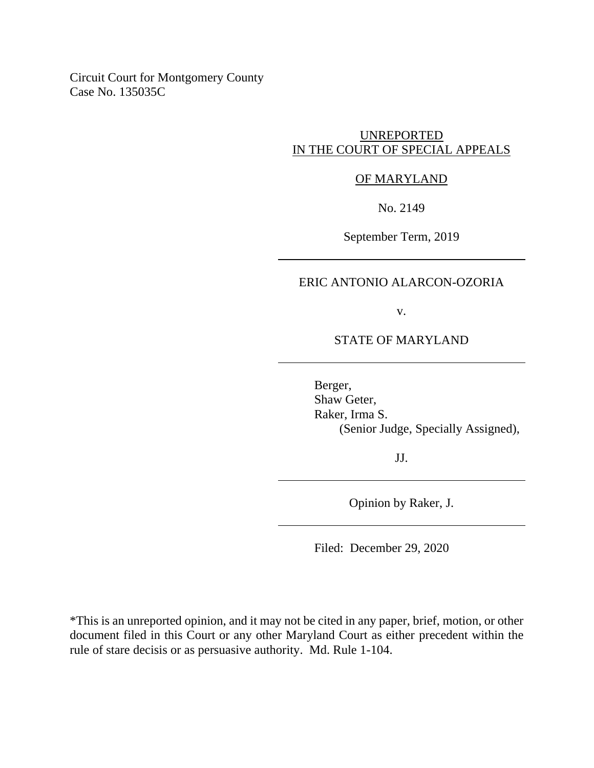Circuit Court for Montgomery County
Case No. 135035C

UNREPORTED
IN THE COURT OF SPECIAL APPEALS

OF MARYLAND

No. 2149

September Term, 2019

---

ERIC ANTONIO ALARCON-OZORIA

v.

STATE OF MARYLAND

---

Berger,
Shaw Geter,
Raker, Irma S.
(Senior Judge, Specially Assigned),

JJ.

---

Opinion by Raker, J.

---

Filed: December 29, 2020

*This is an unreported opinion, and it may not be cited in any paper, brief, motion, or other document filed in this Court or any other Maryland Court as either precedent within the rule of stare decisis or as persuasive authority. Md. Rule 1-104.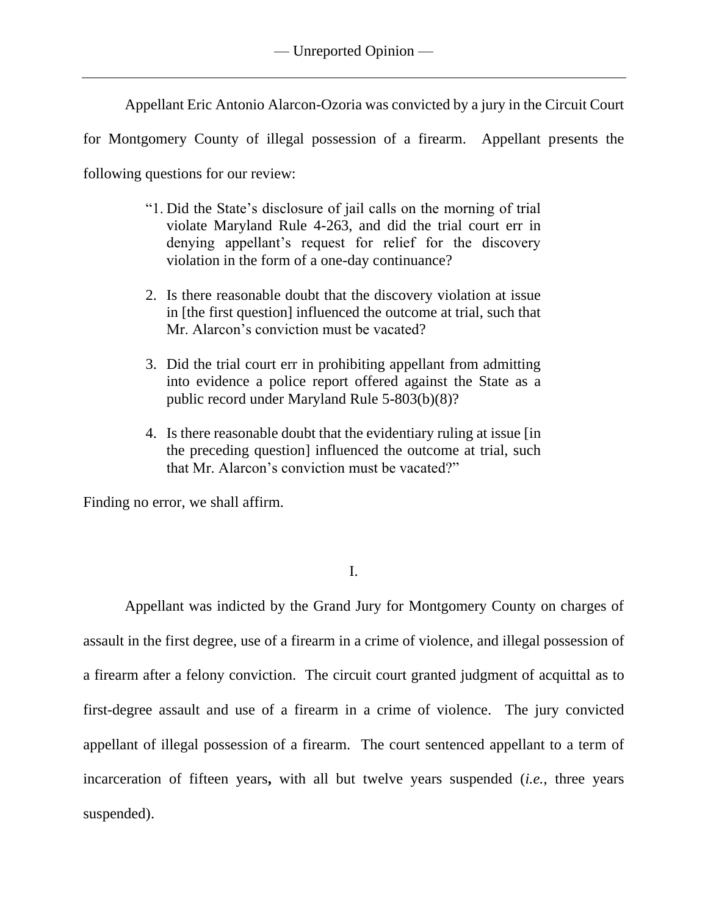Appellant Eric Antonio Alarcon-Ozoria was convicted by a jury in the Circuit Court for Montgomery County of illegal possession of a firearm. Appellant presents the following questions for our review:

> "1. Did the State's disclosure of jail calls on the morning of trial violate Maryland Rule 4-263, and did the trial court err in denying appellant's request for relief for the discovery violation in the form of a one-day continuance?
>
> 2. Is there reasonable doubt that the discovery violation at issue in [the first question] influenced the outcome at trial, such that Mr. Alarcon's conviction must be vacated?
>
> 3. Did the trial court err in prohibiting appellant from admitting into evidence a police report offered against the State as a public record under Maryland Rule 5-803(b)(8)?
>
> 4. Is there reasonable doubt that the evidentiary ruling at issue [in the preceding question] influenced the outcome at trial, such that Mr. Alarcon's conviction must be vacated?"

Finding no error, we shall affirm.

## I.

Appellant was indicted by the Grand Jury for Montgomery County on charges of assault in the first degree, use of a firearm in a crime of violence, and illegal possession of a firearm after a felony conviction. The circuit court granted judgment of acquittal as to first-degree assault and use of a firearm in a crime of violence. The jury convicted appellant of illegal possession of a firearm. The court sentenced appellant to a term of incarceration of fifteen years**,** with all but twelve years suspended (*i.e.*, three years suspended).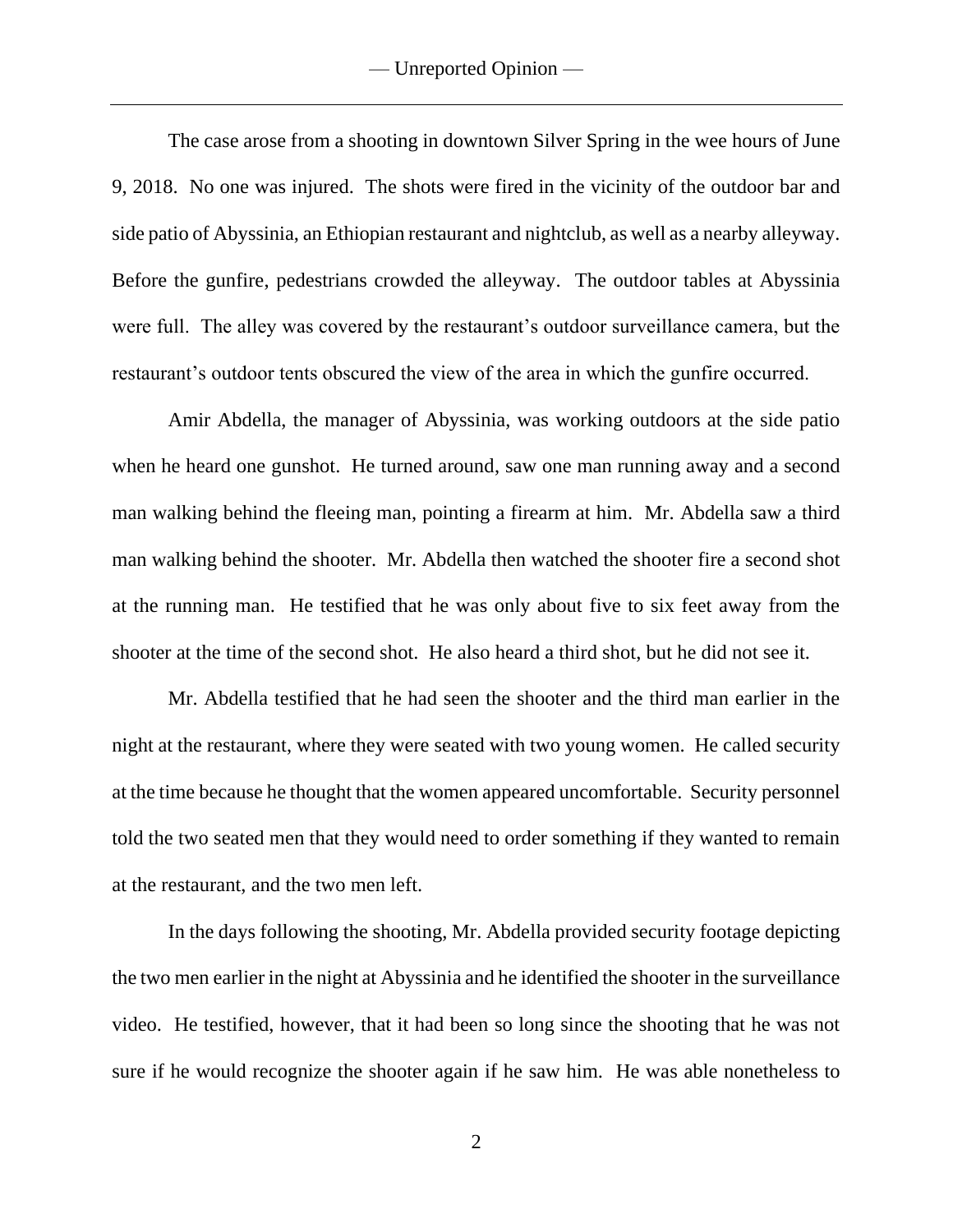The case arose from a shooting in downtown Silver Spring in the wee hours of June 9, 2018. No one was injured. The shots were fired in the vicinity of the outdoor bar and side patio of Abyssinia, an Ethiopian restaurant and nightclub, as well as a nearby alleyway. Before the gunfire, pedestrians crowded the alleyway. The outdoor tables at Abyssinia were full. The alley was covered by the restaurant's outdoor surveillance camera, but the restaurant's outdoor tents obscured the view of the area in which the gunfire occurred.

Amir Abdella, the manager of Abyssinia, was working outdoors at the side patio when he heard one gunshot. He turned around, saw one man running away and a second man walking behind the fleeing man, pointing a firearm at him. Mr. Abdella saw a third man walking behind the shooter. Mr. Abdella then watched the shooter fire a second shot at the running man. He testified that he was only about five to six feet away from the shooter at the time of the second shot. He also heard a third shot, but he did not see it.

Mr. Abdella testified that he had seen the shooter and the third man earlier in the night at the restaurant, where they were seated with two young women. He called security at the time because he thought that the women appeared uncomfortable. Security personnel told the two seated men that they would need to order something if they wanted to remain at the restaurant, and the two men left.

In the days following the shooting, Mr. Abdella provided security footage depicting the two men earlier in the night at Abyssinia and he identified the shooter in the surveillance video. He testified, however, that it had been so long since the shooting that he was not sure if he would recognize the shooter again if he saw him. He was able nonetheless to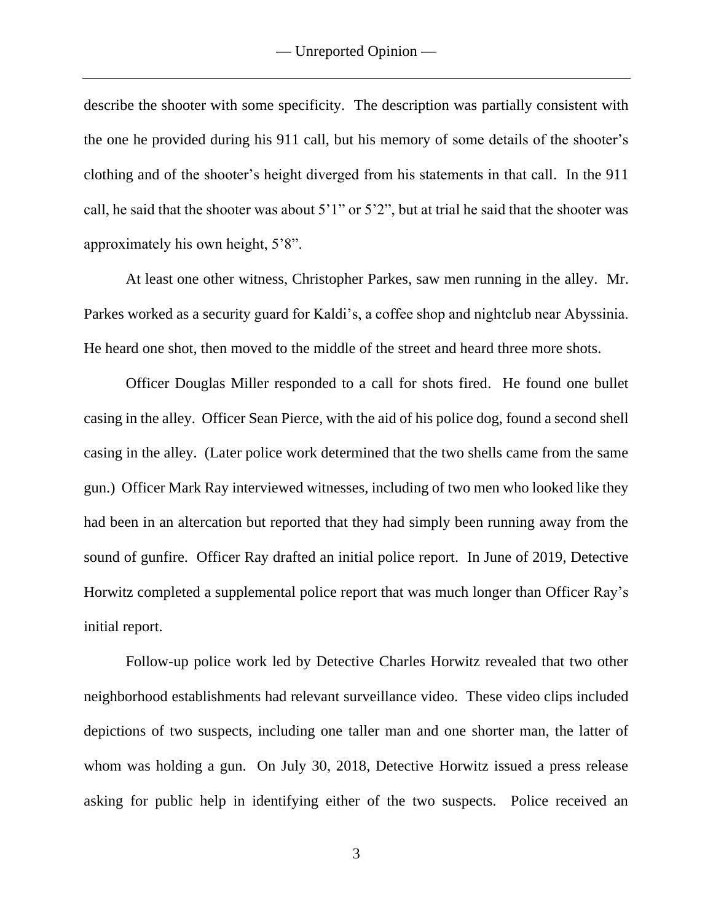describe the shooter with some specificity. The description was partially consistent with the one he provided during his 911 call, but his memory of some details of the shooter's clothing and of the shooter's height diverged from his statements in that call. In the 911 call, he said that the shooter was about 5'1" or 5'2", but at trial he said that the shooter was approximately his own height, 5'8".

At least one other witness, Christopher Parkes, saw men running in the alley. Mr. Parkes worked as a security guard for Kaldi's, a coffee shop and nightclub near Abyssinia. He heard one shot, then moved to the middle of the street and heard three more shots.

Officer Douglas Miller responded to a call for shots fired. He found one bullet casing in the alley. Officer Sean Pierce, with the aid of his police dog, found a second shell casing in the alley. (Later police work determined that the two shells came from the same gun.) Officer Mark Ray interviewed witnesses, including of two men who looked like they had been in an altercation but reported that they had simply been running away from the sound of gunfire. Officer Ray drafted an initial police report. In June of 2019, Detective Horwitz completed a supplemental police report that was much longer than Officer Ray's initial report.

Follow-up police work led by Detective Charles Horwitz revealed that two other neighborhood establishments had relevant surveillance video. These video clips included depictions of two suspects, including one taller man and one shorter man, the latter of whom was holding a gun. On July 30, 2018, Detective Horwitz issued a press release asking for public help in identifying either of the two suspects. Police received an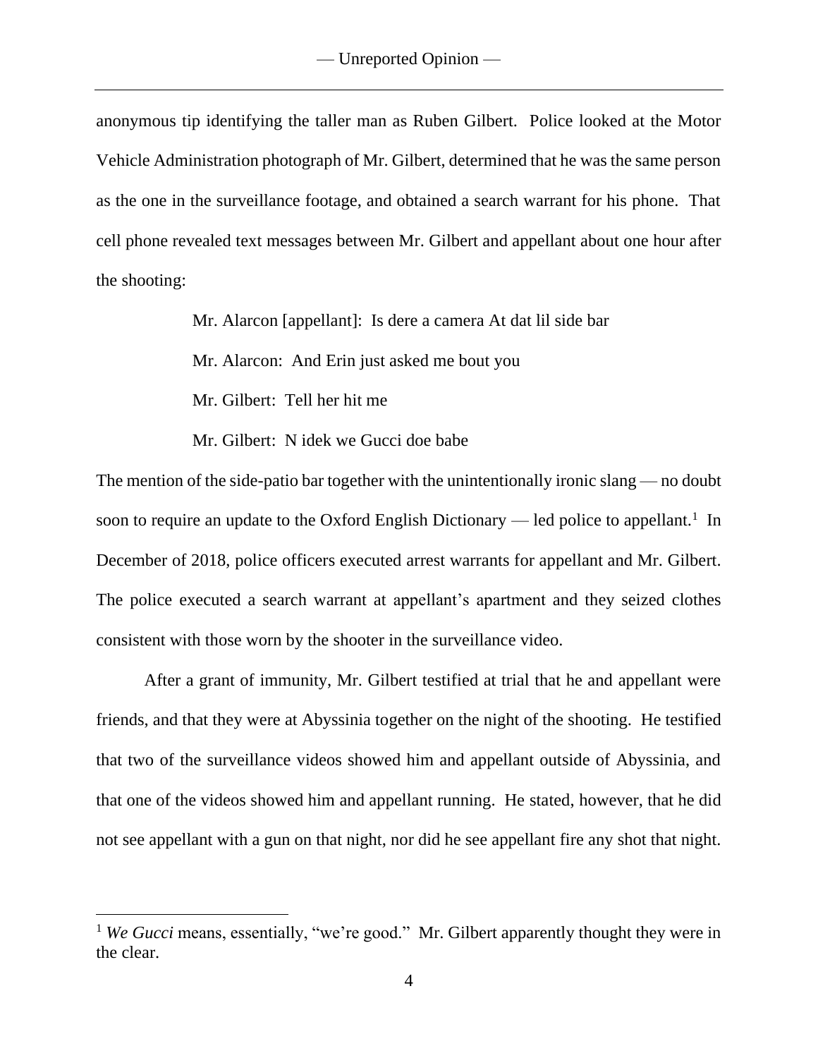anonymous tip identifying the taller man as Ruben Gilbert. Police looked at the Motor Vehicle Administration photograph of Mr. Gilbert, determined that he was the same person as the one in the surveillance footage, and obtained a search warrant for his phone. That cell phone revealed text messages between Mr. Gilbert and appellant about one hour after the shooting:

> Mr. Alarcon [appellant]: Is dere a camera At dat lil side bar
>
> Mr. Alarcon: And Erin just asked me bout you
>
> Mr. Gilbert: Tell her hit me
>
> Mr. Gilbert: N idek we Gucci doe babe

The mention of the side-patio bar together with the unintentionally ironic slang — no doubt soon to require an update to the Oxford English Dictionary — led police to appellant.[1] In December of 2018, police officers executed arrest warrants for appellant and Mr. Gilbert. The police executed a search warrant at appellant's apartment and they seized clothes consistent with those worn by the shooter in the surveillance video.

After a grant of immunity, Mr. Gilbert testified at trial that he and appellant were friends, and that they were at Abyssinia together on the night of the shooting. He testified that two of the surveillance videos showed him and appellant outside of Abyssinia, and that one of the videos showed him and appellant running. He stated, however, that he did not see appellant with a gun on that night, nor did he see appellant fire any shot that night.

---

[1] *We Gucci* means, essentially, "we're good." Mr. Gilbert apparently thought they were in the clear.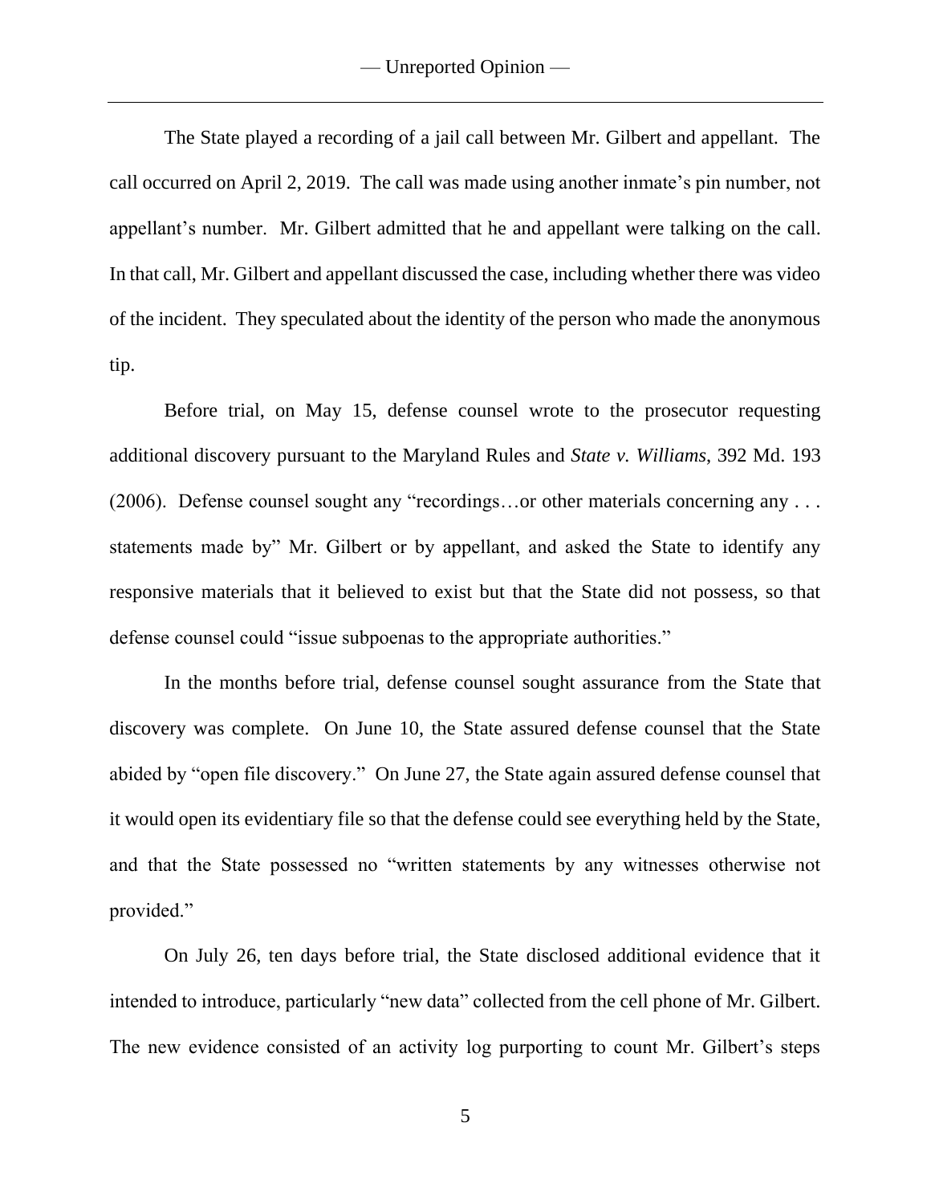The State played a recording of a jail call between Mr. Gilbert and appellant. The call occurred on April 2, 2019. The call was made using another inmate's pin number, not appellant's number. Mr. Gilbert admitted that he and appellant were talking on the call. In that call, Mr. Gilbert and appellant discussed the case, including whether there was video of the incident. They speculated about the identity of the person who made the anonymous tip.

Before trial, on May 15, defense counsel wrote to the prosecutor requesting additional discovery pursuant to the Maryland Rules and *State v. Williams*, 392 Md. 193 (2006). Defense counsel sought any "recordings…or other materials concerning any . . . statements made by" Mr. Gilbert or by appellant, and asked the State to identify any responsive materials that it believed to exist but that the State did not possess, so that defense counsel could "issue subpoenas to the appropriate authorities."

In the months before trial, defense counsel sought assurance from the State that discovery was complete. On June 10, the State assured defense counsel that the State abided by "open file discovery." On June 27, the State again assured defense counsel that it would open its evidentiary file so that the defense could see everything held by the State, and that the State possessed no "written statements by any witnesses otherwise not provided."

On July 26, ten days before trial, the State disclosed additional evidence that it intended to introduce, particularly "new data" collected from the cell phone of Mr. Gilbert. The new evidence consisted of an activity log purporting to count Mr. Gilbert's steps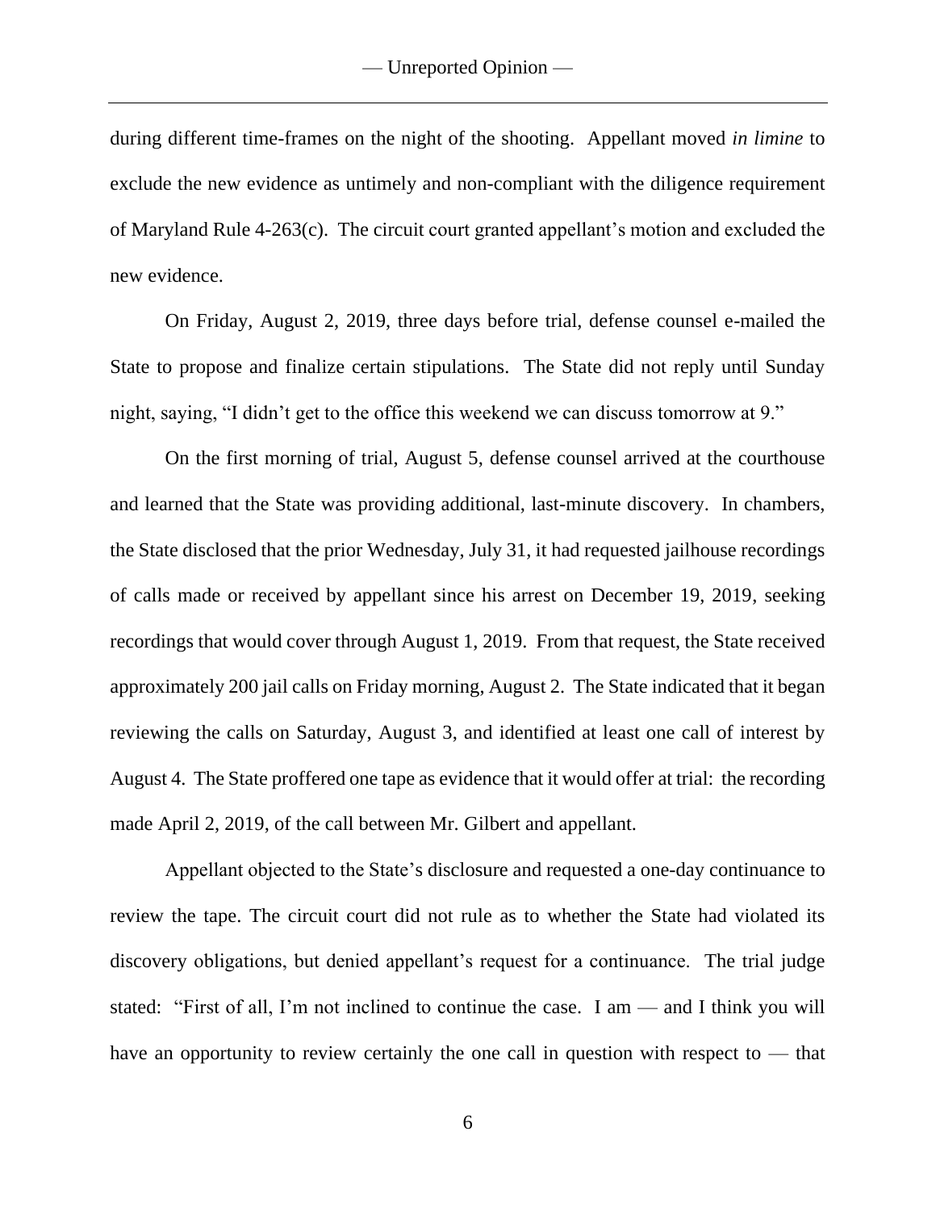during different time-frames on the night of the shooting. Appellant moved *in limine* to exclude the new evidence as untimely and non-compliant with the diligence requirement of Maryland Rule 4-263(c). The circuit court granted appellant's motion and excluded the new evidence.

On Friday, August 2, 2019, three days before trial, defense counsel e-mailed the State to propose and finalize certain stipulations. The State did not reply until Sunday night, saying, "I didn't get to the office this weekend we can discuss tomorrow at 9."

On the first morning of trial, August 5, defense counsel arrived at the courthouse and learned that the State was providing additional, last-minute discovery. In chambers, the State disclosed that the prior Wednesday, July 31, it had requested jailhouse recordings of calls made or received by appellant since his arrest on December 19, 2019, seeking recordings that would cover through August 1, 2019. From that request, the State received approximately 200 jail calls on Friday morning, August 2. The State indicated that it began reviewing the calls on Saturday, August 3, and identified at least one call of interest by August 4. The State proffered one tape as evidence that it would offer at trial: the recording made April 2, 2019, of the call between Mr. Gilbert and appellant.

Appellant objected to the State's disclosure and requested a one-day continuance to review the tape. The circuit court did not rule as to whether the State had violated its discovery obligations, but denied appellant's request for a continuance. The trial judge stated: "First of all, I'm not inclined to continue the case. I am — and I think you will have an opportunity to review certainly the one call in question with respect to — that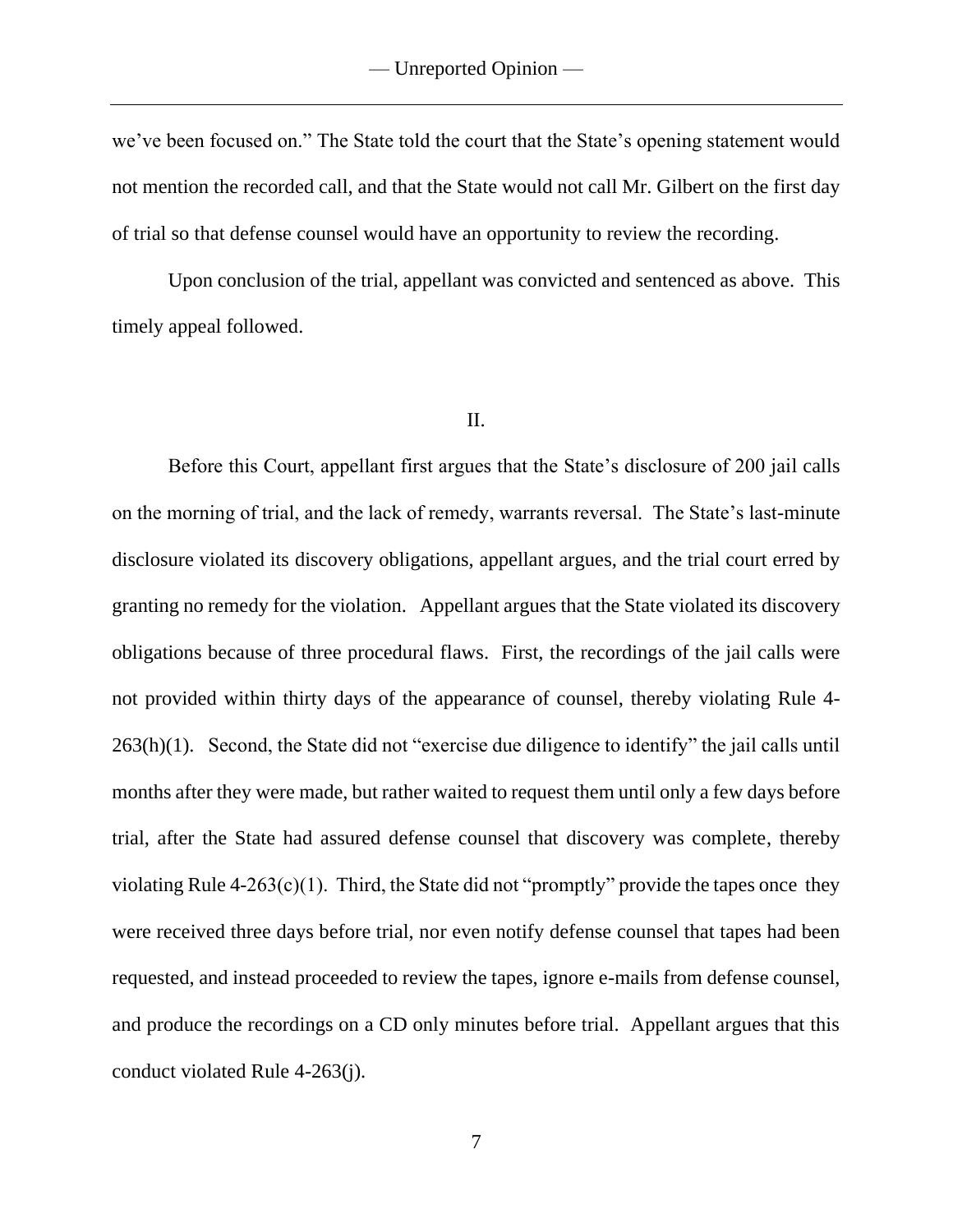we've been focused on." The State told the court that the State's opening statement would not mention the recorded call, and that the State would not call Mr. Gilbert on the first day of trial so that defense counsel would have an opportunity to review the recording.

Upon conclusion of the trial, appellant was convicted and sentenced as above. This timely appeal followed.

## II.

Before this Court, appellant first argues that the State's disclosure of 200 jail calls on the morning of trial, and the lack of remedy, warrants reversal. The State's last-minute disclosure violated its discovery obligations, appellant argues, and the trial court erred by granting no remedy for the violation. Appellant argues that the State violated its discovery obligations because of three procedural flaws. First, the recordings of the jail calls were not provided within thirty days of the appearance of counsel, thereby violating Rule 4-263(h)(1). Second, the State did not "exercise due diligence to identify" the jail calls until months after they were made, but rather waited to request them until only a few days before trial, after the State had assured defense counsel that discovery was complete, thereby violating Rule 4-263(c)(1). Third, the State did not "promptly" provide the tapes once they were received three days before trial, nor even notify defense counsel that tapes had been requested, and instead proceeded to review the tapes, ignore e-mails from defense counsel, and produce the recordings on a CD only minutes before trial. Appellant argues that this conduct violated Rule 4-263(j).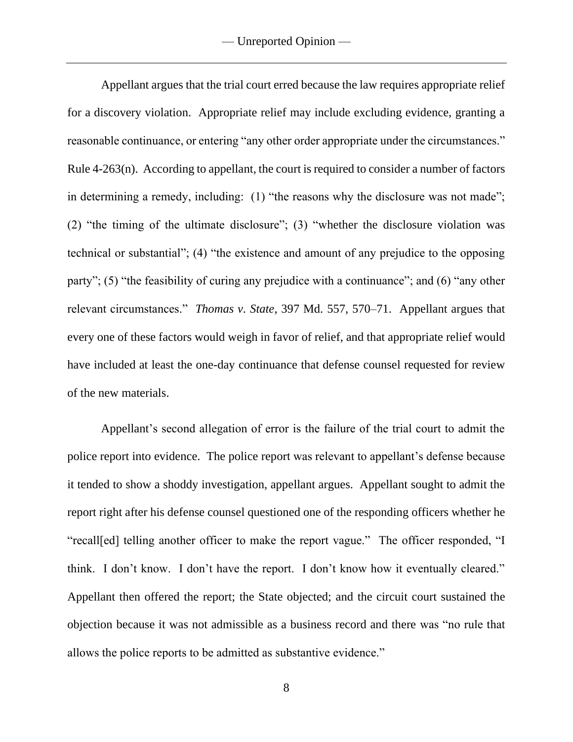Appellant argues that the trial court erred because the law requires appropriate relief for a discovery violation. Appropriate relief may include excluding evidence, granting a reasonable continuance, or entering "any other order appropriate under the circumstances." Rule 4-263(n). According to appellant, the court is required to consider a number of factors in determining a remedy, including: (1) "the reasons why the disclosure was not made"; (2) "the timing of the ultimate disclosure"; (3) "whether the disclosure violation was technical or substantial"; (4) "the existence and amount of any prejudice to the opposing party"; (5) "the feasibility of curing any prejudice with a continuance"; and (6) "any other relevant circumstances." *Thomas v. State*, 397 Md. 557, 570–71. Appellant argues that every one of these factors would weigh in favor of relief, and that appropriate relief would have included at least the one-day continuance that defense counsel requested for review of the new materials.

Appellant's second allegation of error is the failure of the trial court to admit the police report into evidence. The police report was relevant to appellant's defense because it tended to show a shoddy investigation, appellant argues. Appellant sought to admit the report right after his defense counsel questioned one of the responding officers whether he "recall[ed] telling another officer to make the report vague." The officer responded, "I think. I don't know. I don't have the report. I don't know how it eventually cleared." Appellant then offered the report; the State objected; and the circuit court sustained the objection because it was not admissible as a business record and there was "no rule that allows the police reports to be admitted as substantive evidence."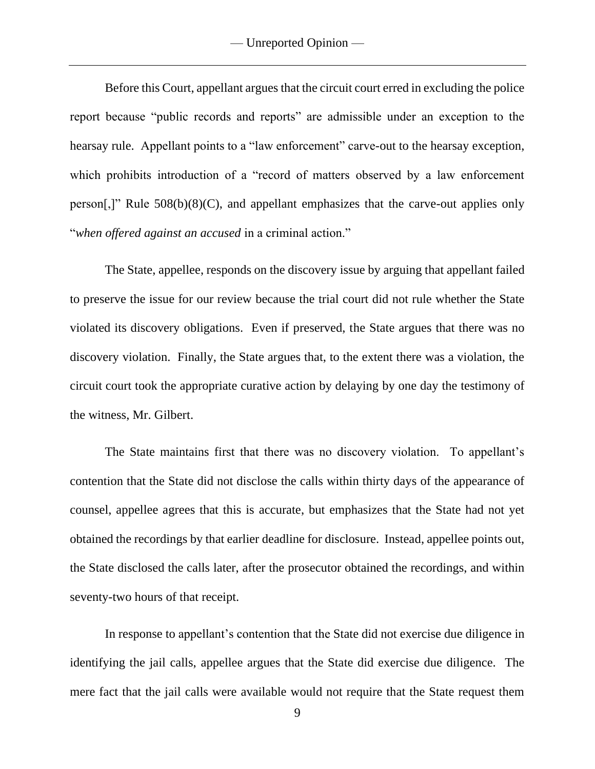Before this Court, appellant argues that the circuit court erred in excluding the police report because "public records and reports" are admissible under an exception to the hearsay rule. Appellant points to a "law enforcement" carve-out to the hearsay exception, which prohibits introduction of a "record of matters observed by a law enforcement person[,]" Rule 508(b)(8)(C), and appellant emphasizes that the carve-out applies only "*when offered against an accused* in a criminal action."

The State, appellee, responds on the discovery issue by arguing that appellant failed to preserve the issue for our review because the trial court did not rule whether the State violated its discovery obligations. Even if preserved, the State argues that there was no discovery violation. Finally, the State argues that, to the extent there was a violation, the circuit court took the appropriate curative action by delaying by one day the testimony of the witness, Mr. Gilbert.

The State maintains first that there was no discovery violation. To appellant's contention that the State did not disclose the calls within thirty days of the appearance of counsel, appellee agrees that this is accurate, but emphasizes that the State had not yet obtained the recordings by that earlier deadline for disclosure. Instead, appellee points out, the State disclosed the calls later, after the prosecutor obtained the recordings, and within seventy-two hours of that receipt.

In response to appellant's contention that the State did not exercise due diligence in identifying the jail calls, appellee argues that the State did exercise due diligence. The mere fact that the jail calls were available would not require that the State request them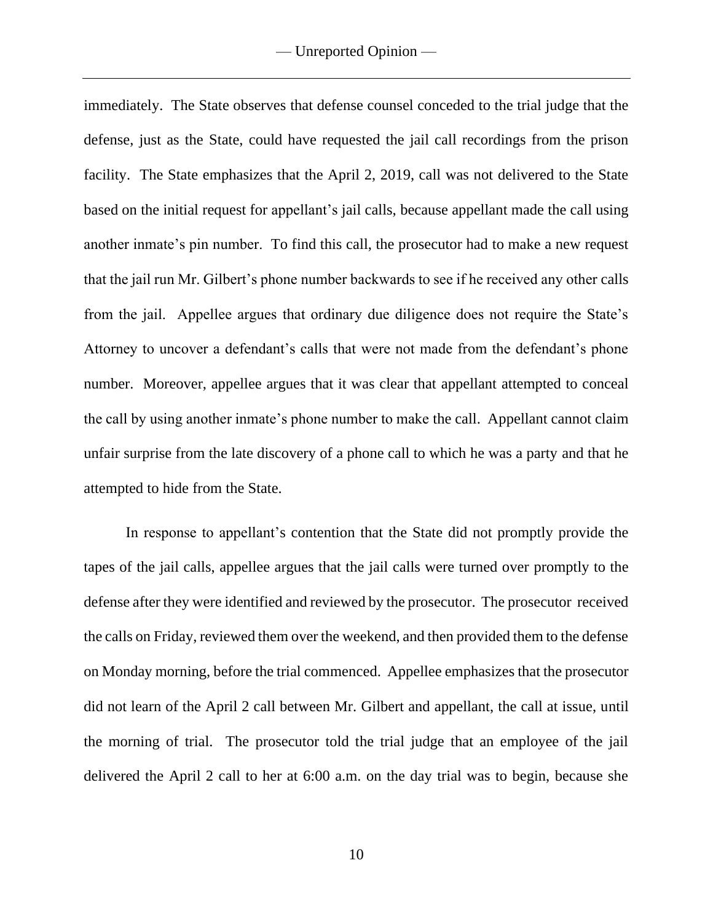immediately. The State observes that defense counsel conceded to the trial judge that the defense, just as the State, could have requested the jail call recordings from the prison facility. The State emphasizes that the April 2, 2019, call was not delivered to the State based on the initial request for appellant's jail calls, because appellant made the call using another inmate's pin number. To find this call, the prosecutor had to make a new request that the jail run Mr. Gilbert's phone number backwards to see if he received any other calls from the jail. Appellee argues that ordinary due diligence does not require the State's Attorney to uncover a defendant's calls that were not made from the defendant's phone number. Moreover, appellee argues that it was clear that appellant attempted to conceal the call by using another inmate's phone number to make the call. Appellant cannot claim unfair surprise from the late discovery of a phone call to which he was a party and that he attempted to hide from the State.

In response to appellant's contention that the State did not promptly provide the tapes of the jail calls, appellee argues that the jail calls were turned over promptly to the defense after they were identified and reviewed by the prosecutor. The prosecutor received the calls on Friday, reviewed them over the weekend, and then provided them to the defense on Monday morning, before the trial commenced. Appellee emphasizes that the prosecutor did not learn of the April 2 call between Mr. Gilbert and appellant, the call at issue, until the morning of trial. The prosecutor told the trial judge that an employee of the jail delivered the April 2 call to her at 6:00 a.m. on the day trial was to begin, because she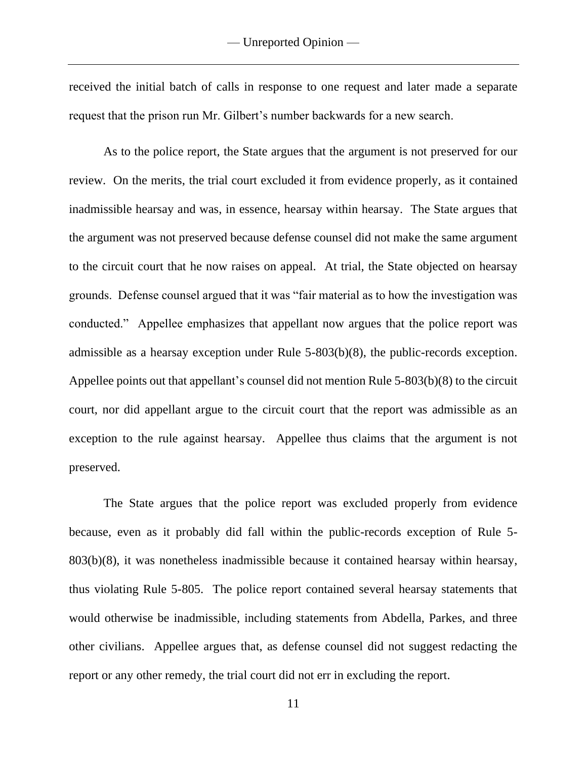received the initial batch of calls in response to one request and later made a separate request that the prison run Mr. Gilbert's number backwards for a new search.

As to the police report, the State argues that the argument is not preserved for our review. On the merits, the trial court excluded it from evidence properly, as it contained inadmissible hearsay and was, in essence, hearsay within hearsay. The State argues that the argument was not preserved because defense counsel did not make the same argument to the circuit court that he now raises on appeal. At trial, the State objected on hearsay grounds. Defense counsel argued that it was "fair material as to how the investigation was conducted." Appellee emphasizes that appellant now argues that the police report was admissible as a hearsay exception under Rule 5-803(b)(8), the public-records exception. Appellee points out that appellant's counsel did not mention Rule 5-803(b)(8) to the circuit court, nor did appellant argue to the circuit court that the report was admissible as an exception to the rule against hearsay. Appellee thus claims that the argument is not preserved.

The State argues that the police report was excluded properly from evidence because, even as it probably did fall within the public-records exception of Rule 5-803(b)(8), it was nonetheless inadmissible because it contained hearsay within hearsay, thus violating Rule 5-805. The police report contained several hearsay statements that would otherwise be inadmissible, including statements from Abdella, Parkes, and three other civilians. Appellee argues that, as defense counsel did not suggest redacting the report or any other remedy, the trial court did not err in excluding the report.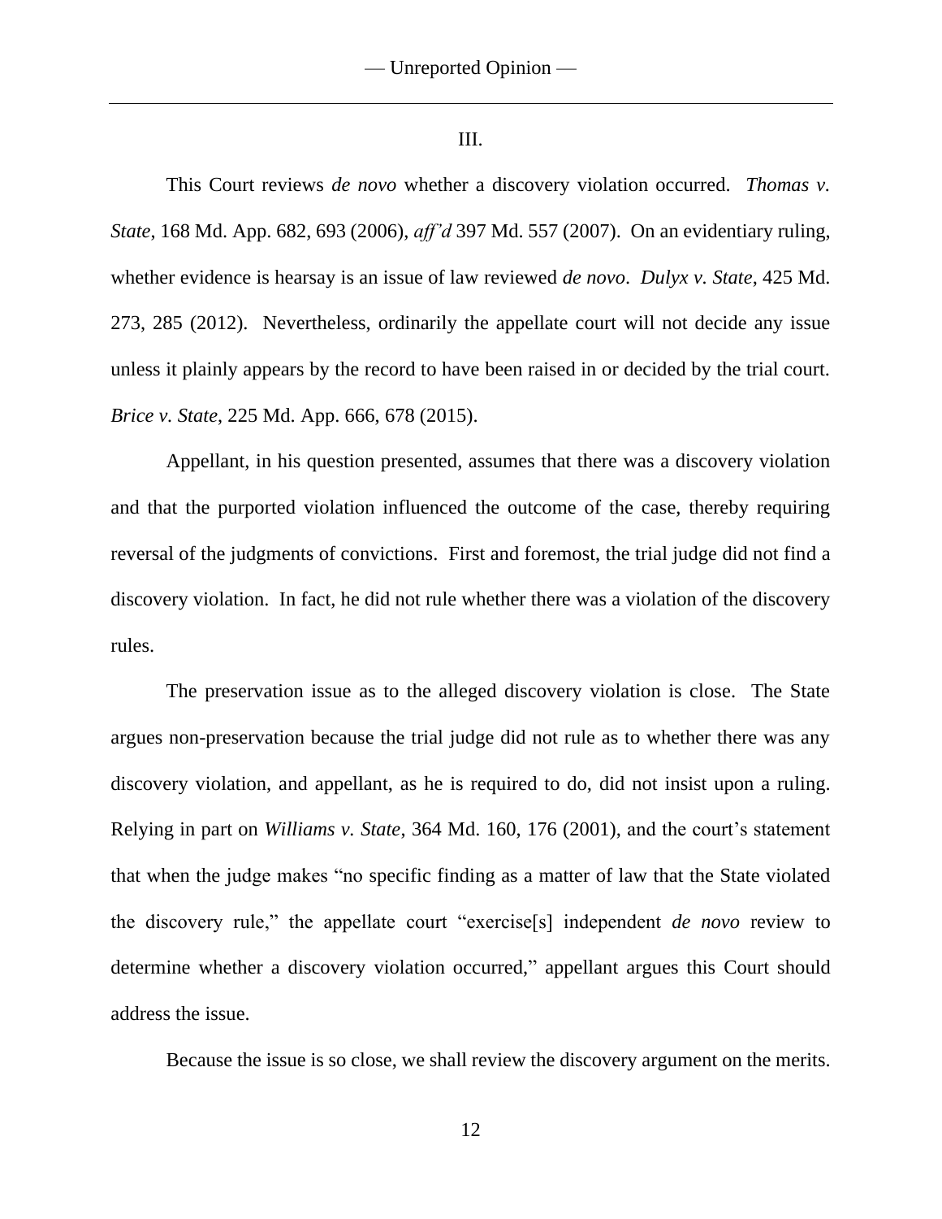III.

This Court reviews *de novo* whether a discovery violation occurred. *Thomas v. State*, 168 Md. App. 682, 693 (2006), *aff'd* 397 Md. 557 (2007). On an evidentiary ruling, whether evidence is hearsay is an issue of law reviewed *de novo*. *Dulyx v. State*, 425 Md. 273, 285 (2012). Nevertheless, ordinarily the appellate court will not decide any issue unless it plainly appears by the record to have been raised in or decided by the trial court. *Brice v. State*, 225 Md. App. 666, 678 (2015).

Appellant, in his question presented, assumes that there was a discovery violation and that the purported violation influenced the outcome of the case, thereby requiring reversal of the judgments of convictions. First and foremost, the trial judge did not find a discovery violation. In fact, he did not rule whether there was a violation of the discovery rules.

The preservation issue as to the alleged discovery violation is close. The State argues non-preservation because the trial judge did not rule as to whether there was any discovery violation, and appellant, as he is required to do, did not insist upon a ruling. Relying in part on *Williams v. State*, 364 Md. 160, 176 (2001), and the court's statement that when the judge makes "no specific finding as a matter of law that the State violated the discovery rule," the appellate court "exercise[s] independent *de novo* review to determine whether a discovery violation occurred," appellant argues this Court should address the issue.

Because the issue is so close, we shall review the discovery argument on the merits.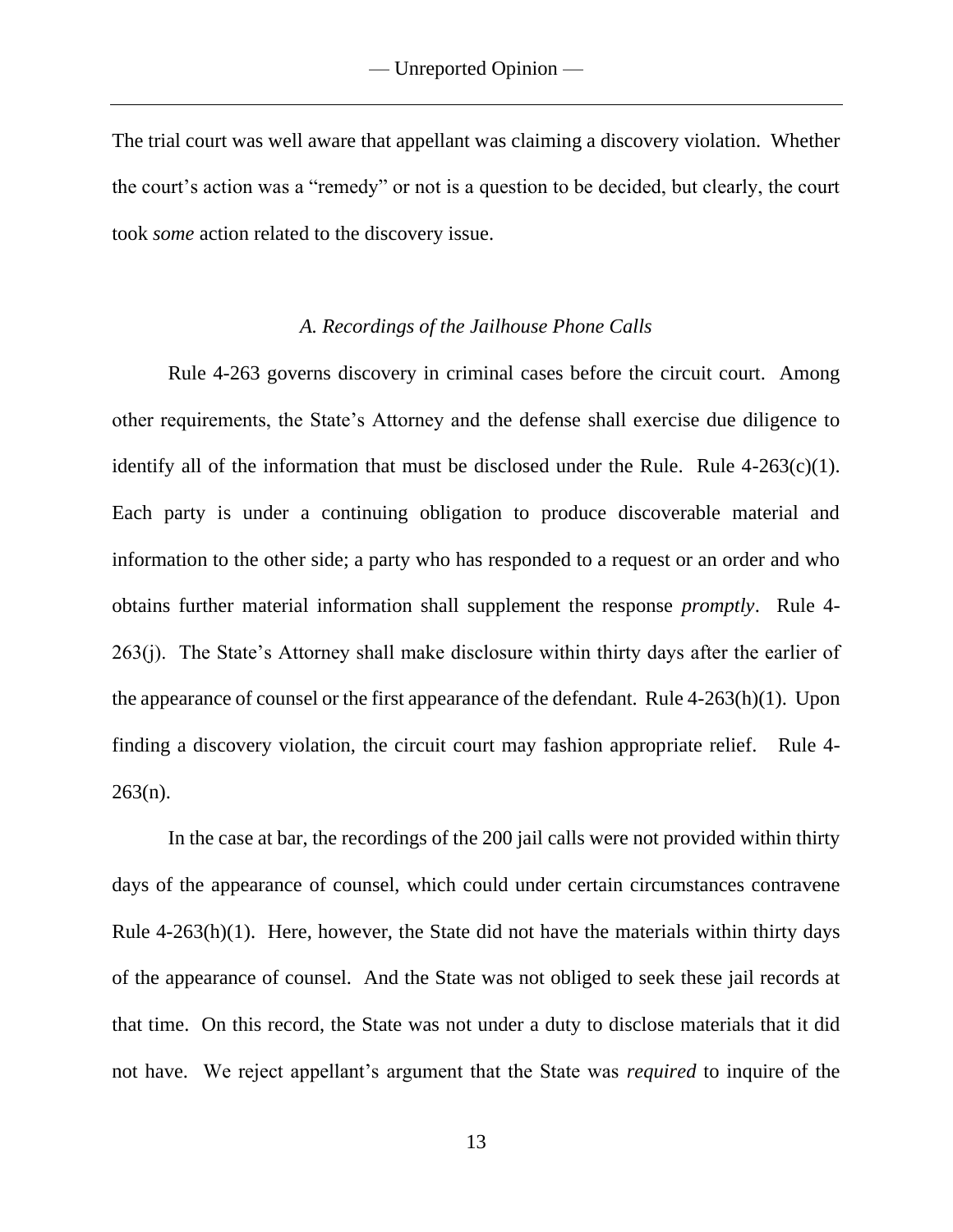The trial court was well aware that appellant was claiming a discovery violation. Whether the court's action was a "remedy" or not is a question to be decided, but clearly, the court took *some* action related to the discovery issue.

### *A. Recordings of the Jailhouse Phone Calls*

Rule 4-263 governs discovery in criminal cases before the circuit court. Among other requirements, the State's Attorney and the defense shall exercise due diligence to identify all of the information that must be disclosed under the Rule. Rule 4-263(c)(1). Each party is under a continuing obligation to produce discoverable material and information to the other side; a party who has responded to a request or an order and who obtains further material information shall supplement the response *promptly*. Rule 4-263(j). The State's Attorney shall make disclosure within thirty days after the earlier of the appearance of counsel or the first appearance of the defendant. Rule 4-263(h)(1). Upon finding a discovery violation, the circuit court may fashion appropriate relief. Rule 4-263(n).

In the case at bar, the recordings of the 200 jail calls were not provided within thirty days of the appearance of counsel, which could under certain circumstances contravene Rule 4-263(h)(1). Here, however, the State did not have the materials within thirty days of the appearance of counsel. And the State was not obliged to seek these jail records at that time. On this record, the State was not under a duty to disclose materials that it did not have. We reject appellant's argument that the State was *required* to inquire of the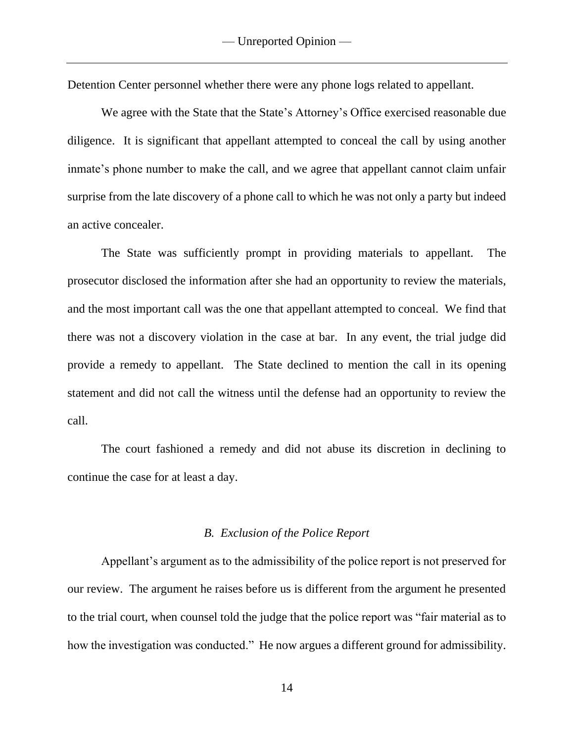Detention Center personnel whether there were any phone logs related to appellant.

We agree with the State that the State's Attorney's Office exercised reasonable due diligence. It is significant that appellant attempted to conceal the call by using another inmate's phone number to make the call, and we agree that appellant cannot claim unfair surprise from the late discovery of a phone call to which he was not only a party but indeed an active concealer.

The State was sufficiently prompt in providing materials to appellant. The prosecutor disclosed the information after she had an opportunity to review the materials, and the most important call was the one that appellant attempted to conceal. We find that there was not a discovery violation in the case at bar. In any event, the trial judge did provide a remedy to appellant. The State declined to mention the call in its opening statement and did not call the witness until the defense had an opportunity to review the call.

The court fashioned a remedy and did not abuse its discretion in declining to continue the case for at least a day.

### *B. Exclusion of the Police Report*

Appellant's argument as to the admissibility of the police report is not preserved for our review. The argument he raises before us is different from the argument he presented to the trial court, when counsel told the judge that the police report was "fair material as to how the investigation was conducted." He now argues a different ground for admissibility.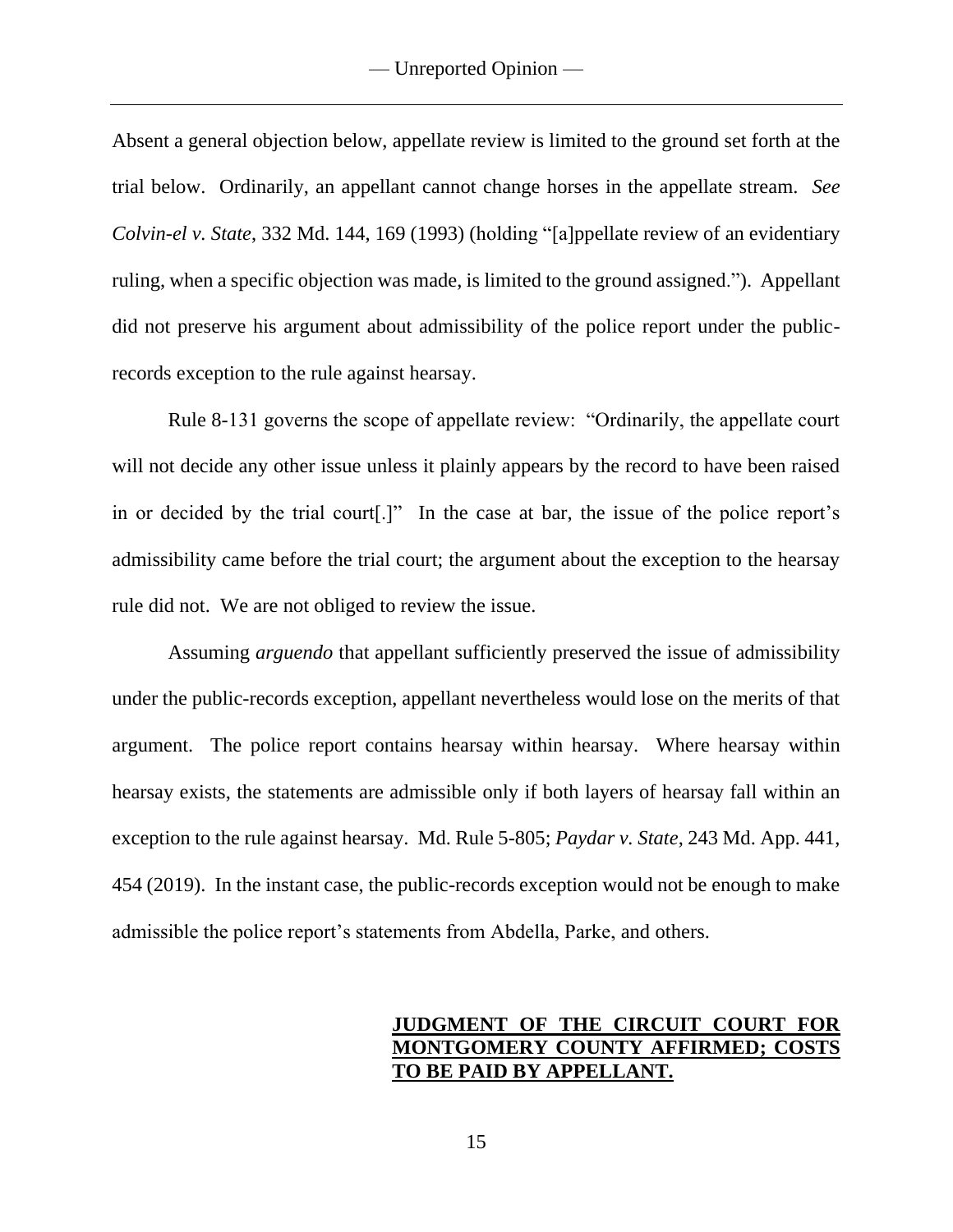Absent a general objection below, appellate review is limited to the ground set forth at the trial below. Ordinarily, an appellant cannot change horses in the appellate stream. *See Colvin-el v. State*, 332 Md. 144, 169 (1993) (holding "[a]ppellate review of an evidentiary ruling, when a specific objection was made, is limited to the ground assigned."). Appellant did not preserve his argument about admissibility of the police report under the public-records exception to the rule against hearsay.

Rule 8-131 governs the scope of appellate review: "Ordinarily, the appellate court will not decide any other issue unless it plainly appears by the record to have been raised in or decided by the trial court[.]" In the case at bar, the issue of the police report's admissibility came before the trial court; the argument about the exception to the hearsay rule did not. We are not obliged to review the issue.

Assuming *arguendo* that appellant sufficiently preserved the issue of admissibility under the public-records exception, appellant nevertheless would lose on the merits of that argument. The police report contains hearsay within hearsay. Where hearsay within hearsay exists, the statements are admissible only if both layers of hearsay fall within an exception to the rule against hearsay. Md. Rule 5-805; *Paydar v. State*, 243 Md. App. 441, 454 (2019). In the instant case, the public-records exception would not be enough to make admissible the police report's statements from Abdella, Parke, and others.

**JUDGMENT OF THE CIRCUIT COURT FOR MONTGOMERY COUNTY AFFIRMED; COSTS TO BE PAID BY APPELLANT.**